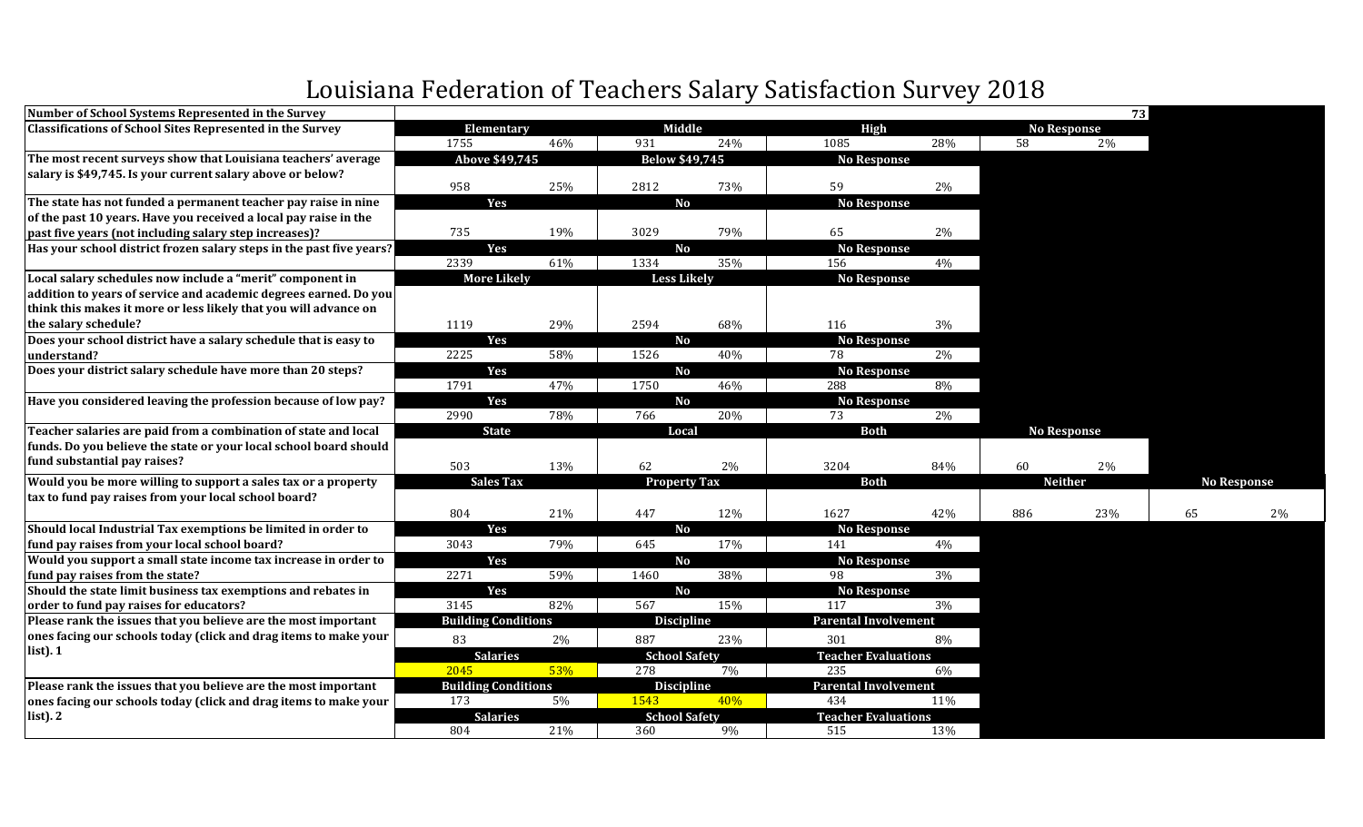# Louisiana Federation of Teachers Salary Satisfaction Survey 2018

| Question | | | | | | | | | | |
|---|---|---|---|---|---|---|---|---|---|---|
| Number of School Systems Represented in the Survey | | | | | | | | 73 | | |
| Classifications of School Sites Represented in the Survey | Elementary | | Middle | | High | | No Response | | | |
| | 1755 | 46% | 931 | 24% | 1085 | 28% | 58 | 2% | | |
| The most recent surveys show that Louisiana teachers' average salary is $49,745. Is your current salary above or below? | Above $49,745 | | Below $49,745 | | No Response | | | | | |
| | 958 | 25% | 2812 | 73% | 59 | 2% | | | | |
| The state has not funded a permanent teacher pay raise in nine of the past 10 years. Have you received a local pay raise in the past five years (not including salary step increases)? | Yes | | No | | No Response | | | | | |
| | 735 | 19% | 3029 | 79% | 65 | 2% | | | | |
| Has your school district frozen salary steps in the past five years? | Yes | | No | | No Response | | | | | |
| | 2339 | 61% | 1334 | 35% | 156 | 4% | | | | |
| Local salary schedules now include a "merit" component in addition to years of service and academic degrees earned. Do you think this makes it more or less likely that you will advance on the salary schedule? | More Likely | | Less Likely | | No Response | | | | | |
| | 1119 | 29% | 2594 | 68% | 116 | 3% | | | | |
| Does your school district have a salary schedule that is easy to understand? | Yes | | No | | No Response | | | | | |
| | 2225 | 58% | 1526 | 40% | 78 | 2% | | | | |
| Does your district salary schedule have more than 20 steps? | Yes | | No | | No Response | | | | | |
| | 1791 | 47% | 1750 | 46% | 288 | 8% | | | | |
| Have you considered leaving the profession because of low pay? | Yes | | No | | No Response | | | | | |
| | 2990 | 78% | 766 | 20% | 73 | 2% | | | | |
| Teacher salaries are paid from a combination of state and local funds. Do you believe the state or your local school board should fund substantial pay raises? | State | | Local | | Both | | No Response | | | |
| | 503 | 13% | 62 | 2% | 3204 | 84% | 60 | 2% | | |
| Would you be more willing to support a sales tax or a property tax to fund pay raises from your local school board? | Sales Tax | | Property Tax | | Both | | Neither | | No Response | |
| | 804 | 21% | 447 | 12% | 1627 | 42% | 886 | 23% | 65 | 2% |
| Should local Industrial Tax exemptions be limited in order to fund pay raises from your local school board? | Yes | | No | | No Response | | | | | |
| | 3043 | 79% | 645 | 17% | 141 | 4% | | | | |
| Would you support a small state income tax increase in order to fund pay raises from the state? | Yes | | No | | No Response | | | | | |
| | 2271 | 59% | 1460 | 38% | 98 | 3% | | | | |
| Should the state limit business tax exemptions and rebates in order to fund pay raises for educators? | Yes | | No | | No Response | | | | | |
| | 3145 | 82% | 567 | 15% | 117 | 3% | | | | |
| Please rank the issues that you believe are the most important ones facing our schools today (click and drag items to make your list). 1 | Building Conditions | | Discipline | | Parental Involvement | | | | | |
| | 83 | 2% | 887 | 23% | 301 | 8% | | | | |
| | Salaries | | School Safety | | Teacher Evaluations | | | | | |
| | 2045 | 53% | 278 | 7% | 235 | 6% | | | | |
| Please rank the issues that you believe are the most important ones facing our schools today (click and drag items to make your list). 2 | Building Conditions | | Discipline | | Parental Involvement | | | | | |
| | 173 | 5% | 1543 | 40% | 434 | 11% | | | | |
| | Salaries | | School Safety | | Teacher Evaluations | | | | | |
| | 804 | 21% | 360 | 9% | 515 | 13% | | | | |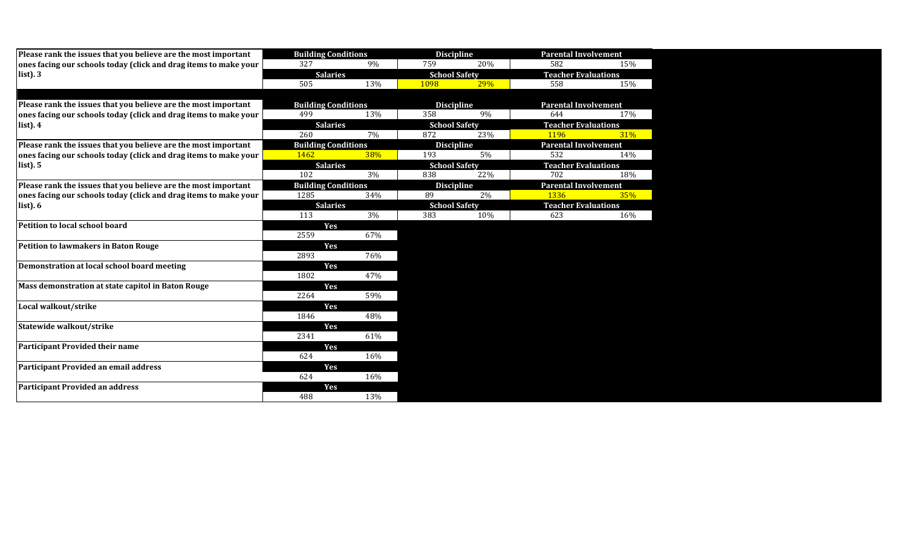| | | | | | | |
|---|---|---|---|---|---|---|
| Please rank the issues that you believe are the most important ones facing our schools today (click and drag items to make your list). 3 | **Building Conditions** | | **Discipline** | | **Parental Involvement** | |
| | 327 | 9% | 759 | 20% | 582 | 15% |
| | **Salaries** | | **School Safety** | | **Teacher Evaluations** | |
| | 505 | 13% | 1098 | 29% | 558 | 15% |
| Please rank the issues that you believe are the most important ones facing our schools today (click and drag items to make your list). 4 | **Building Conditions** | | **Discipline** | | **Parental Involvement** | |
| | 499 | 13% | 358 | 9% | 644 | 17% |
| | **Salaries** | | **School Safety** | | **Teacher Evaluations** | |
| | 260 | 7% | 872 | 23% | 1196 | 31% |
| Please rank the issues that you believe are the most important ones facing our schools today (click and drag items to make your list). 5 | **Building Conditions** | | **Discipline** | | **Parental Involvement** | |
| | 1462 | 38% | 193 | 5% | 532 | 14% |
| | **Salaries** | | **School Safety** | | **Teacher Evaluations** | |
| | 102 | 3% | 838 | 22% | 702 | 18% |
| Please rank the issues that you believe are the most important ones facing our schools today (click and drag items to make your list). 6 | **Building Conditions** | | **Discipline** | | **Parental Involvement** | |
| | 1285 | 34% | 89 | 2% | 1336 | 35% |
| | **Salaries** | | **School Safety** | | **Teacher Evaluations** | |
| | 113 | 3% | 383 | 10% | 623 | 16% |
| Petition to local school board | **Yes** | | | | | |
| | 2559 | 67% | | | | |
| Petition to lawmakers in Baton Rouge | **Yes** | | | | | |
| | 2893 | 76% | | | | |
| Demonstration at local school board meeting | **Yes** | | | | | |
| | 1802 | 47% | | | | |
| Mass demonstration at state capitol in Baton Rouge | **Yes** | | | | | |
| | 2264 | 59% | | | | |
| Local walkout/strike | **Yes** | | | | | |
| | 1846 | 48% | | | | |
| Statewide walkout/strike | **Yes** | | | | | |
| | 2341 | 61% | | | | |
| Participant Provided their name | **Yes** | | | | | |
| | 624 | 16% | | | | |
| Participant Provided an email address | **Yes** | | | | | |
| | 624 | 16% | | | | |
| Participant Provided an address | **Yes** | | | | | |
| | 488 | 13% | | | | |